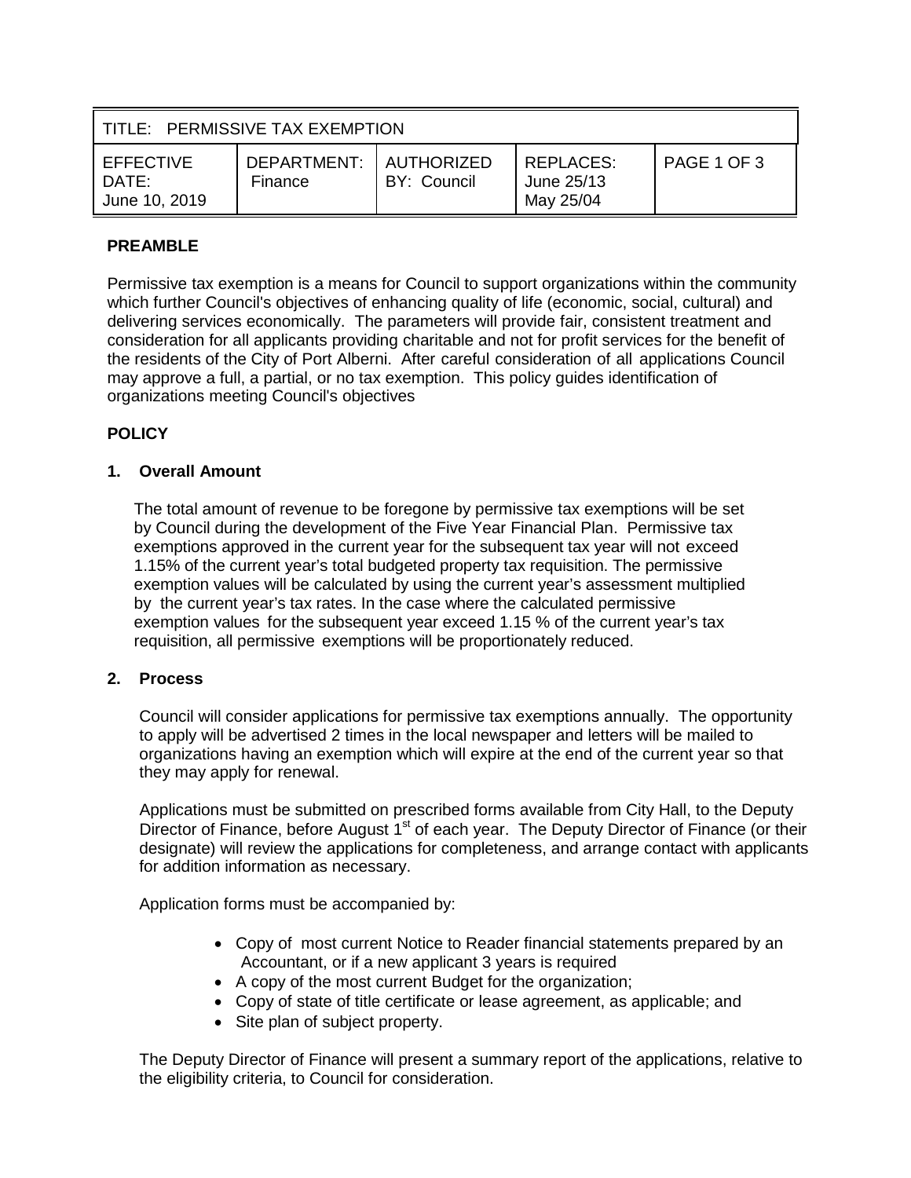| TITLE: PERMISSIVE TAX EXEMPTION | | | | |
|---|---|---|---|---|
| EFFECTIVE DATE: June 10, 2019 | DEPARTMENT: Finance | AUTHORIZED BY: Council | REPLACES: June 25/13 May 25/04 | PAGE 1 OF 3 |

## PREAMBLE

Permissive tax exemption is a means for Council to support organizations within the community which further Council's objectives of enhancing quality of life (economic, social, cultural) and delivering services economically. The parameters will provide fair, consistent treatment and consideration for all applicants providing charitable and not for profit services for the benefit of the residents of the City of Port Alberni. After careful consideration of all applications Council may approve a full, a partial, or no tax exemption. This policy guides identification of organizations meeting Council's objectives

## POLICY

### 1. Overall Amount

The total amount of revenue to be foregone by permissive tax exemptions will be set by Council during the development of the Five Year Financial Plan. Permissive tax exemptions approved in the current year for the subsequent tax year will not exceed 1.15% of the current year's total budgeted property tax requisition. The permissive exemption values will be calculated by using the current year's assessment multiplied by the current year's tax rates. In the case where the calculated permissive exemption values for the subsequent year exceed 1.15 % of the current year's tax requisition, all permissive exemptions will be proportionately reduced.

### 2. Process

Council will consider applications for permissive tax exemptions annually. The opportunity to apply will be advertised 2 times in the local newspaper and letters will be mailed to organizations having an exemption which will expire at the end of the current year so that they may apply for renewal.

Applications must be submitted on prescribed forms available from City Hall, to the Deputy Director of Finance, before August 1st of each year. The Deputy Director of Finance (or their designate) will review the applications for completeness, and arrange contact with applicants for addition information as necessary.

Application forms must be accompanied by:

- Copy of most current Notice to Reader financial statements prepared by an Accountant, or if a new applicant 3 years is required
- A copy of the most current Budget for the organization;
- Copy of state of title certificate or lease agreement, as applicable; and
- Site plan of subject property.

The Deputy Director of Finance will present a summary report of the applications, relative to the eligibility criteria, to Council for consideration.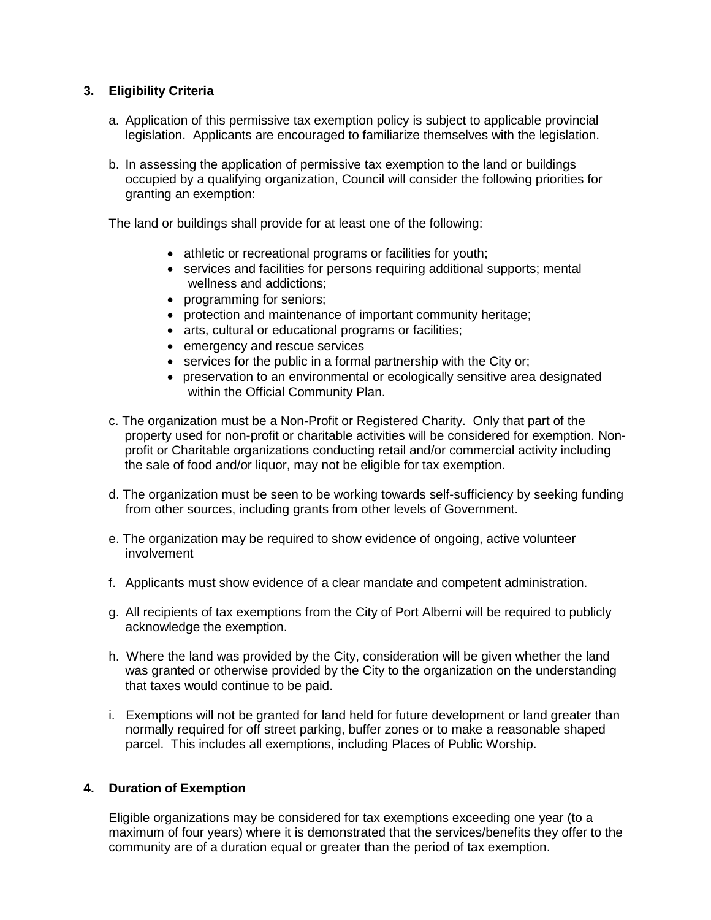## 3. Eligibility Criteria

a. Application of this permissive tax exemption policy is subject to applicable provincial legislation. Applicants are encouraged to familiarize themselves with the legislation.

b. In assessing the application of permissive tax exemption to the land or buildings occupied by a qualifying organization, Council will consider the following priorities for granting an exemption:

The land or buildings shall provide for at least one of the following:

- athletic or recreational programs or facilities for youth;
- services and facilities for persons requiring additional supports; mental wellness and addictions;
- programming for seniors;
- protection and maintenance of important community heritage;
- arts, cultural or educational programs or facilities;
- emergency and rescue services
- services for the public in a formal partnership with the City or;
- preservation to an environmental or ecologically sensitive area designated within the Official Community Plan.

c. The organization must be a Non-Profit or Registered Charity. Only that part of the property used for non-profit or charitable activities will be considered for exemption. Non-profit or Charitable organizations conducting retail and/or commercial activity including the sale of food and/or liquor, may not be eligible for tax exemption.

d. The organization must be seen to be working towards self-sufficiency by seeking funding from other sources, including grants from other levels of Government.

e. The organization may be required to show evidence of ongoing, active volunteer involvement

f. Applicants must show evidence of a clear mandate and competent administration.

g. All recipients of tax exemptions from the City of Port Alberni will be required to publicly acknowledge the exemption.

h. Where the land was provided by the City, consideration will be given whether the land was granted or otherwise provided by the City to the organization on the understanding that taxes would continue to be paid.

i. Exemptions will not be granted for land held for future development or land greater than normally required for off street parking, buffer zones or to make a reasonable shaped parcel. This includes all exemptions, including Places of Public Worship.

## 4. Duration of Exemption

Eligible organizations may be considered for tax exemptions exceeding one year (to a maximum of four years) where it is demonstrated that the services/benefits they offer to the community are of a duration equal or greater than the period of tax exemption.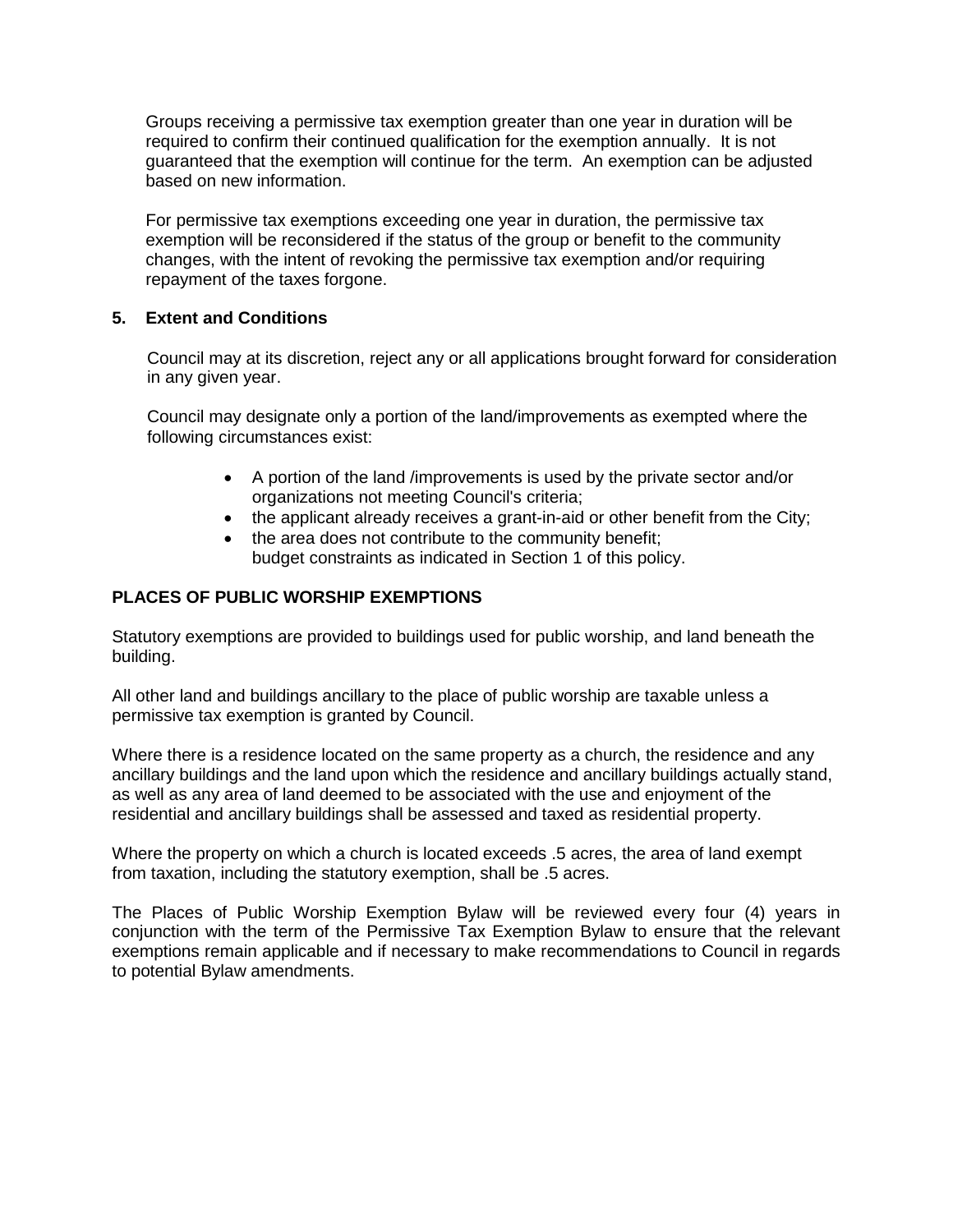Groups receiving a permissive tax exemption greater than one year in duration will be required to confirm their continued qualification for the exemption annually. It is not guaranteed that the exemption will continue for the term. An exemption can be adjusted based on new information.

For permissive tax exemptions exceeding one year in duration, the permissive tax exemption will be reconsidered if the status of the group or benefit to the community changes, with the intent of revoking the permissive tax exemption and/or requiring repayment of the taxes forgone.

**5. Extent and Conditions**

Council may at its discretion, reject any or all applications brought forward for consideration in any given year.

Council may designate only a portion of the land/improvements as exempted where the following circumstances exist:

- A portion of the land /improvements is used by the private sector and/or organizations not meeting Council's criteria;
- the applicant already receives a grant-in-aid or other benefit from the City;
- the area does not contribute to the community benefit;
  budget constraints as indicated in Section 1 of this policy.

**PLACES OF PUBLIC WORSHIP EXEMPTIONS**

Statutory exemptions are provided to buildings used for public worship, and land beneath the building.

All other land and buildings ancillary to the place of public worship are taxable unless a permissive tax exemption is granted by Council.

Where there is a residence located on the same property as a church, the residence and any ancillary buildings and the land upon which the residence and ancillary buildings actually stand, as well as any area of land deemed to be associated with the use and enjoyment of the residential and ancillary buildings shall be assessed and taxed as residential property.

Where the property on which a church is located exceeds .5 acres, the area of land exempt from taxation, including the statutory exemption, shall be .5 acres.

The Places of Public Worship Exemption Bylaw will be reviewed every four (4) years in conjunction with the term of the Permissive Tax Exemption Bylaw to ensure that the relevant exemptions remain applicable and if necessary to make recommendations to Council in regards to potential Bylaw amendments.